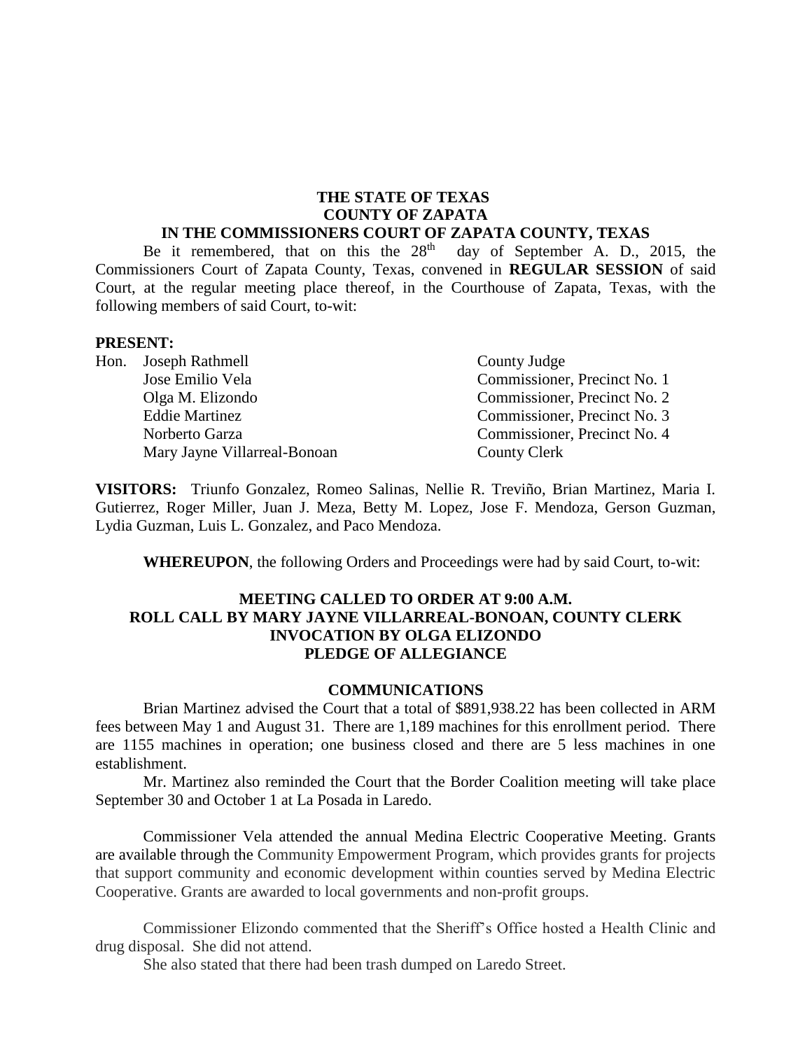**THE STATE OF TEXAS**
**COUNTY OF ZAPATA**
**IN THE COMMISSIONERS COURT OF ZAPATA COUNTY, TEXAS**

Be it remembered, that on this the 28th day of September A. D., 2015, the Commissioners Court of Zapata County, Texas, convened in **REGULAR SESSION** of said Court, at the regular meeting place thereof, in the Courthouse of Zapata, Texas, with the following members of said Court, to-wit:

**PRESENT:**

| | | |
|---|---|---|
| Hon. | Joseph Rathmell | County Judge |
| | Jose Emilio Vela | Commissioner, Precinct No. 1 |
| | Olga M. Elizondo | Commissioner, Precinct No. 2 |
| | Eddie Martinez | Commissioner, Precinct No. 3 |
| | Norberto Garza | Commissioner, Precinct No. 4 |
| | Mary Jayne Villarreal-Bonoan | County Clerk |

**VISITORS:** Triunfo Gonzalez, Romeo Salinas, Nellie R. Treviño, Brian Martinez, Maria I. Gutierrez, Roger Miller, Juan J. Meza, Betty M. Lopez, Jose F. Mendoza, Gerson Guzman, Lydia Guzman, Luis L. Gonzalez, and Paco Mendoza.

**WHEREUPON**, the following Orders and Proceedings were had by said Court, to-wit:

**MEETING CALLED TO ORDER AT 9:00 A.M.**
**ROLL CALL BY MARY JAYNE VILLARREAL-BONOAN, COUNTY CLERK**
**INVOCATION BY OLGA ELIZONDO**
**PLEDGE OF ALLEGIANCE**

**COMMUNICATIONS**

Brian Martinez advised the Court that a total of $891,938.22 has been collected in ARM fees between May 1 and August 31. There are 1,189 machines for this enrollment period. There are 1155 machines in operation; one business closed and there are 5 less machines in one establishment.

Mr. Martinez also reminded the Court that the Border Coalition meeting will take place September 30 and October 1 at La Posada in Laredo.

Commissioner Vela attended the annual Medina Electric Cooperative Meeting. Grants are available through the Community Empowerment Program, which provides grants for projects that support community and economic development within counties served by Medina Electric Cooperative. Grants are awarded to local governments and non-profit groups.

Commissioner Elizondo commented that the Sheriff's Office hosted a Health Clinic and drug disposal. She did not attend.

She also stated that there had been trash dumped on Laredo Street.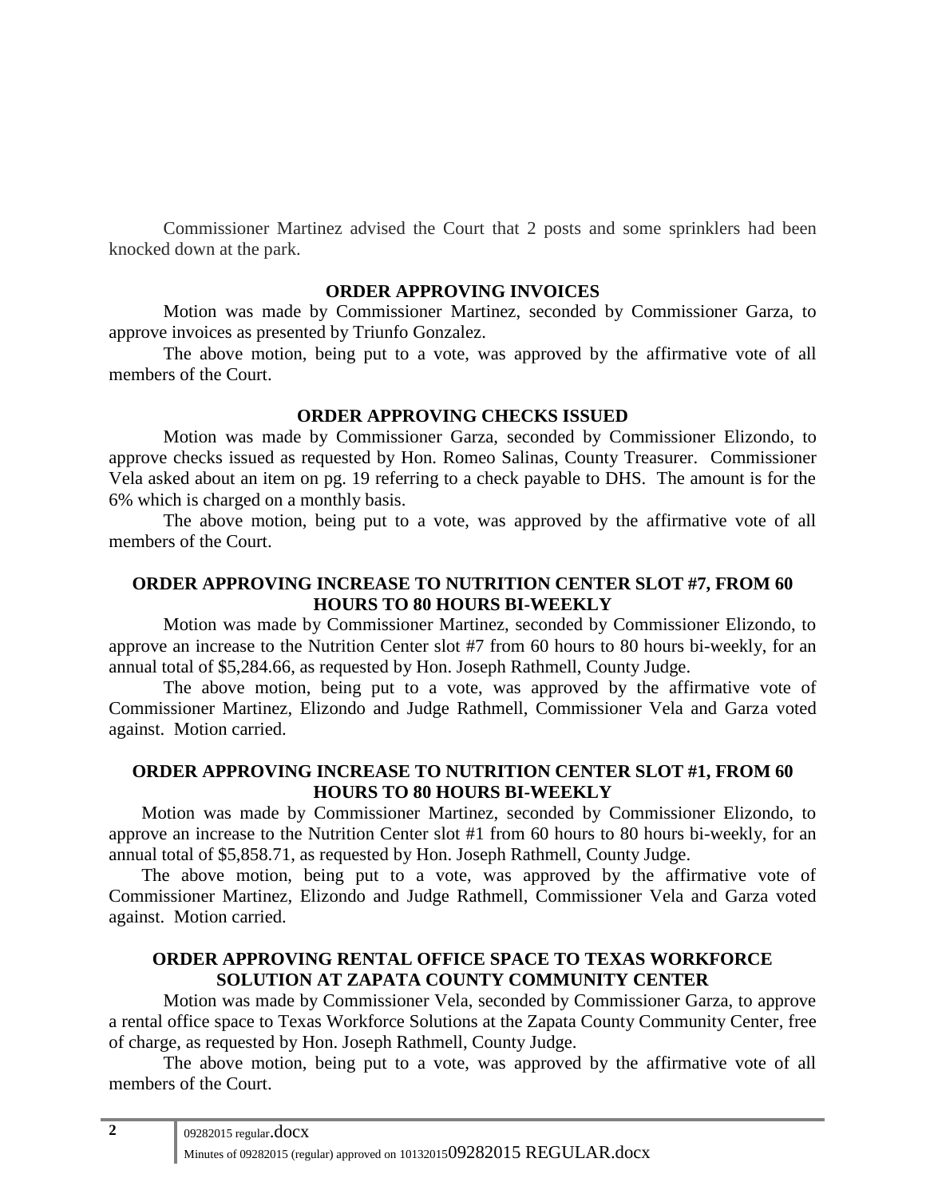Commissioner Martinez advised the Court that 2 posts and some sprinklers had been knocked down at the park.

**ORDER APPROVING INVOICES**

Motion was made by Commissioner Martinez, seconded by Commissioner Garza, to approve invoices as presented by Triunfo Gonzalez.

The above motion, being put to a vote, was approved by the affirmative vote of all members of the Court.

**ORDER APPROVING CHECKS ISSUED**

Motion was made by Commissioner Garza, seconded by Commissioner Elizondo, to approve checks issued as requested by Hon. Romeo Salinas, County Treasurer. Commissioner Vela asked about an item on pg. 19 referring to a check payable to DHS. The amount is for the 6% which is charged on a monthly basis.

The above motion, being put to a vote, was approved by the affirmative vote of all members of the Court.

**ORDER APPROVING INCREASE TO NUTRITION CENTER SLOT #7, FROM 60 HOURS TO 80 HOURS BI-WEEKLY**

Motion was made by Commissioner Martinez, seconded by Commissioner Elizondo, to approve an increase to the Nutrition Center slot #7 from 60 hours to 80 hours bi-weekly, for an annual total of $5,284.66, as requested by Hon. Joseph Rathmell, County Judge.

The above motion, being put to a vote, was approved by the affirmative vote of Commissioner Martinez, Elizondo and Judge Rathmell, Commissioner Vela and Garza voted against. Motion carried.

**ORDER APPROVING INCREASE TO NUTRITION CENTER SLOT #1, FROM 60 HOURS TO 80 HOURS BI-WEEKLY**

Motion was made by Commissioner Martinez, seconded by Commissioner Elizondo, to approve an increase to the Nutrition Center slot #1 from 60 hours to 80 hours bi-weekly, for an annual total of $5,858.71, as requested by Hon. Joseph Rathmell, County Judge.

The above motion, being put to a vote, was approved by the affirmative vote of Commissioner Martinez, Elizondo and Judge Rathmell, Commissioner Vela and Garza voted against. Motion carried.

**ORDER APPROVING RENTAL OFFICE SPACE TO TEXAS WORKFORCE SOLUTION AT ZAPATA COUNTY COMMUNITY CENTER**

Motion was made by Commissioner Vela, seconded by Commissioner Garza, to approve a rental office space to Texas Workforce Solutions at the Zapata County Community Center, free of charge, as requested by Hon. Joseph Rathmell, County Judge.

The above motion, being put to a vote, was approved by the affirmative vote of all members of the Court.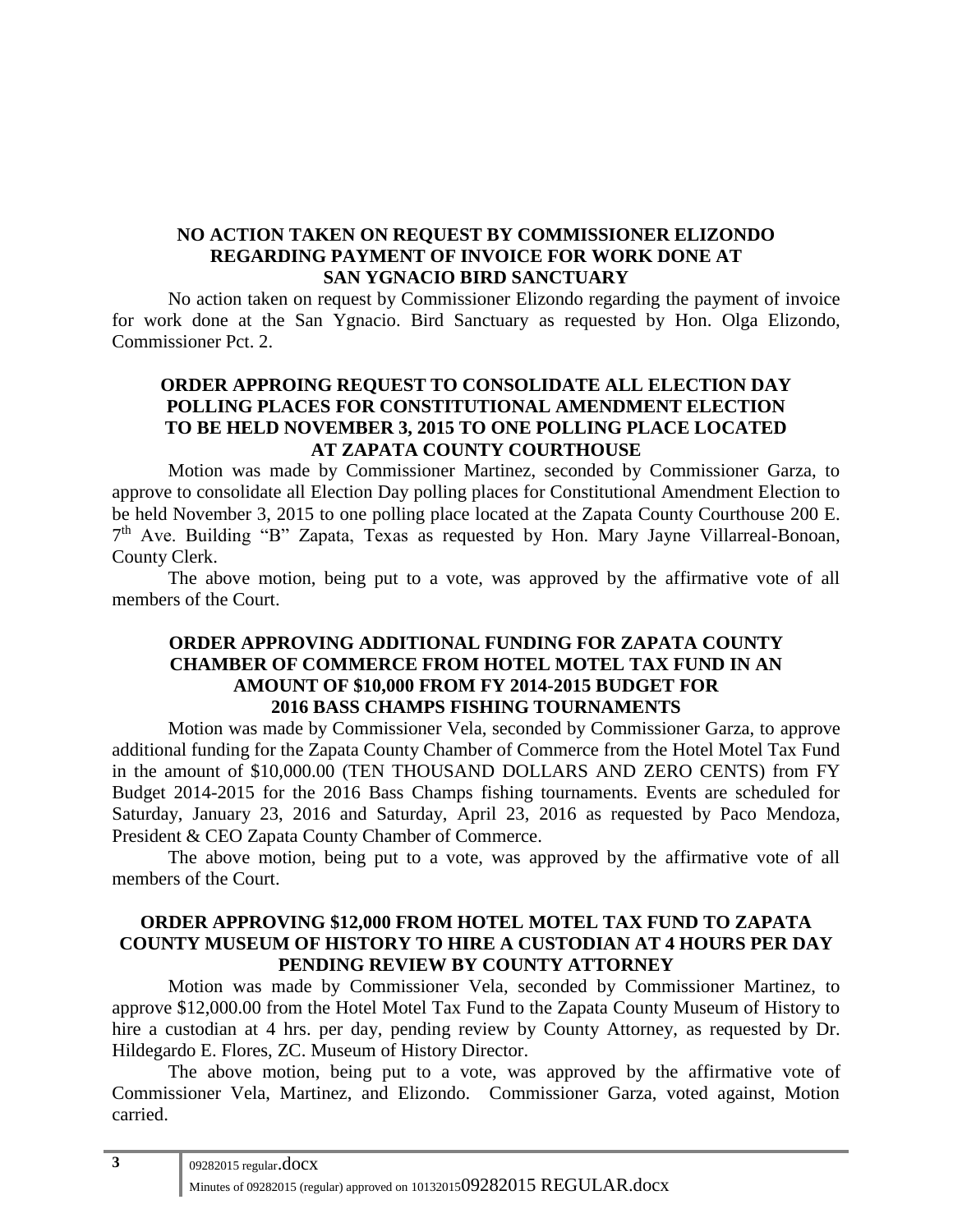**NO ACTION TAKEN ON REQUEST BY COMMISSIONER ELIZONDO REGARDING PAYMENT OF INVOICE FOR WORK DONE AT SAN YGNACIO BIRD SANCTUARY**

No action taken on request by Commissioner Elizondo regarding the payment of invoice for work done at the San Ygnacio. Bird Sanctuary as requested by Hon. Olga Elizondo, Commissioner Pct. 2.

**ORDER APPROING REQUEST TO CONSOLIDATE ALL ELECTION DAY POLLING PLACES FOR CONSTITUTIONAL AMENDMENT ELECTION TO BE HELD NOVEMBER 3, 2015 TO ONE POLLING PLACE LOCATED AT ZAPATA COUNTY COURTHOUSE**

Motion was made by Commissioner Martinez, seconded by Commissioner Garza, to approve to consolidate all Election Day polling places for Constitutional Amendment Election to be held November 3, 2015 to one polling place located at the Zapata County Courthouse 200 E. 7th Ave. Building "B" Zapata, Texas as requested by Hon. Mary Jayne Villarreal-Bonoan, County Clerk.

The above motion, being put to a vote, was approved by the affirmative vote of all members of the Court.

**ORDER APPROVING ADDITIONAL FUNDING FOR ZAPATA COUNTY CHAMBER OF COMMERCE FROM HOTEL MOTEL TAX FUND IN AN AMOUNT OF $10,000 FROM FY 2014-2015 BUDGET FOR 2016 BASS CHAMPS FISHING TOURNAMENTS**

Motion was made by Commissioner Vela, seconded by Commissioner Garza, to approve additional funding for the Zapata County Chamber of Commerce from the Hotel Motel Tax Fund in the amount of $10,000.00 (TEN THOUSAND DOLLARS AND ZERO CENTS) from FY Budget 2014-2015 for the 2016 Bass Champs fishing tournaments. Events are scheduled for Saturday, January 23, 2016 and Saturday, April 23, 2016 as requested by Paco Mendoza, President & CEO Zapata County Chamber of Commerce.

The above motion, being put to a vote, was approved by the affirmative vote of all members of the Court.

**ORDER APPROVING $12,000 FROM HOTEL MOTEL TAX FUND TO ZAPATA COUNTY MUSEUM OF HISTORY TO HIRE A CUSTODIAN AT 4 HOURS PER DAY PENDING REVIEW BY COUNTY ATTORNEY**

Motion was made by Commissioner Vela, seconded by Commissioner Martinez, to approve $12,000.00 from the Hotel Motel Tax Fund to the Zapata County Museum of History to hire a custodian at 4 hrs. per day, pending review by County Attorney, as requested by Dr. Hildegardo E. Flores, ZC. Museum of History Director.

The above motion, being put to a vote, was approved by the affirmative vote of Commissioner Vela, Martinez, and Elizondo. Commissioner Garza, voted against, Motion carried.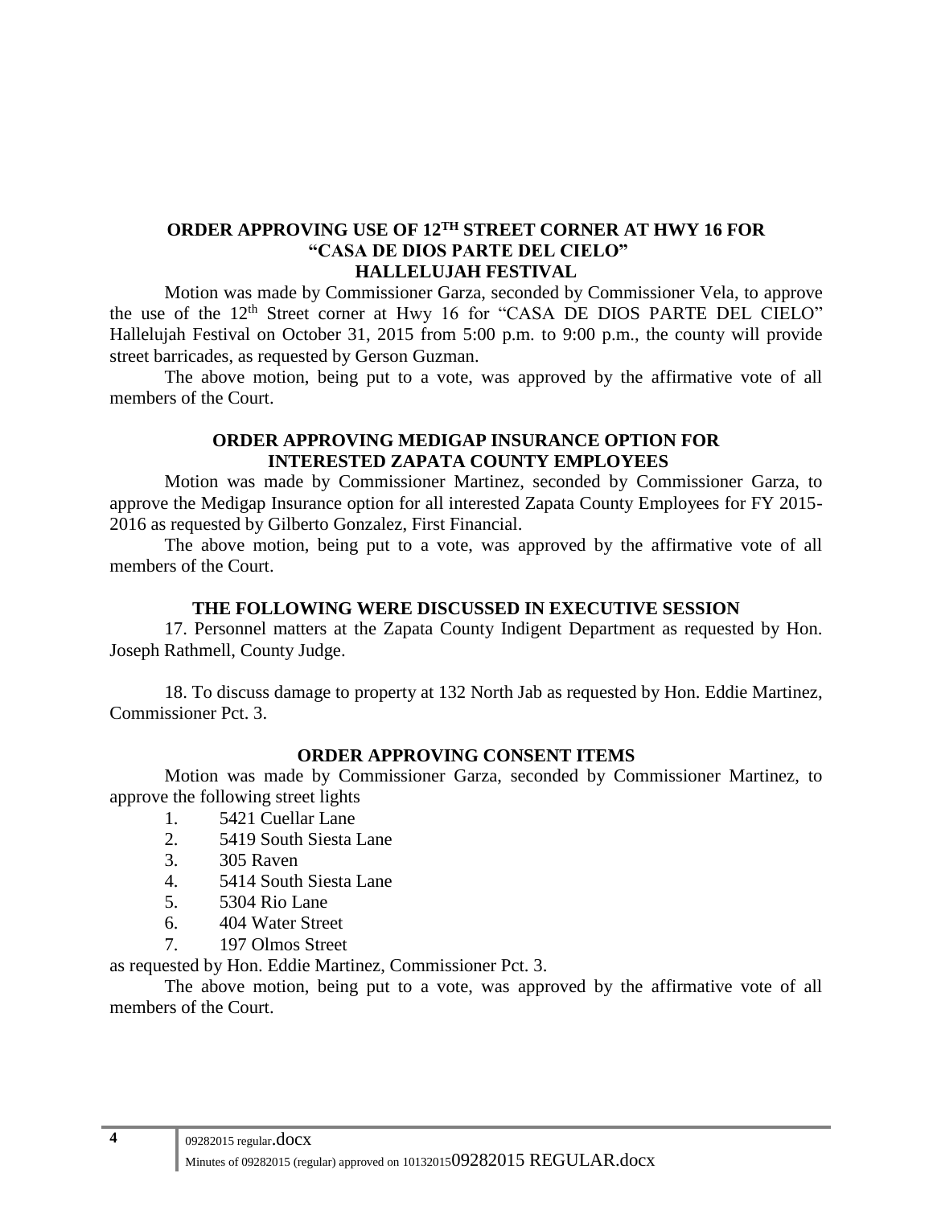## ORDER APPROVING USE OF 12TH STREET CORNER AT HWY 16 FOR "CASA DE DIOS PARTE DEL CIELO" HALLELUJAH FESTIVAL

Motion was made by Commissioner Garza, seconded by Commissioner Vela, to approve the use of the 12th Street corner at Hwy 16 for "CASA DE DIOS PARTE DEL CIELO" Hallelujah Festival on October 31, 2015 from 5:00 p.m. to 9:00 p.m., the county will provide street barricades, as requested by Gerson Guzman.

The above motion, being put to a vote, was approved by the affirmative vote of all members of the Court.

## ORDER APPROVING MEDIGAP INSURANCE OPTION FOR INTERESTED ZAPATA COUNTY EMPLOYEES

Motion was made by Commissioner Martinez, seconded by Commissioner Garza, to approve the Medigap Insurance option for all interested Zapata County Employees for FY 2015-2016 as requested by Gilberto Gonzalez, First Financial.

The above motion, being put to a vote, was approved by the affirmative vote of all members of the Court.

## THE FOLLOWING WERE DISCUSSED IN EXECUTIVE SESSION

17. Personnel matters at the Zapata County Indigent Department as requested by Hon. Joseph Rathmell, County Judge.

18. To discuss damage to property at 132 North Jab as requested by Hon. Eddie Martinez, Commissioner Pct. 3.

## ORDER APPROVING CONSENT ITEMS

Motion was made by Commissioner Garza, seconded by Commissioner Martinez, to approve the following street lights

1. 5421 Cuellar Lane
2. 5419 South Siesta Lane
3. 305 Raven
4. 5414 South Siesta Lane
5. 5304 Rio Lane
6. 404 Water Street
7. 197 Olmos Street

as requested by Hon. Eddie Martinez, Commissioner Pct. 3.

The above motion, being put to a vote, was approved by the affirmative vote of all members of the Court.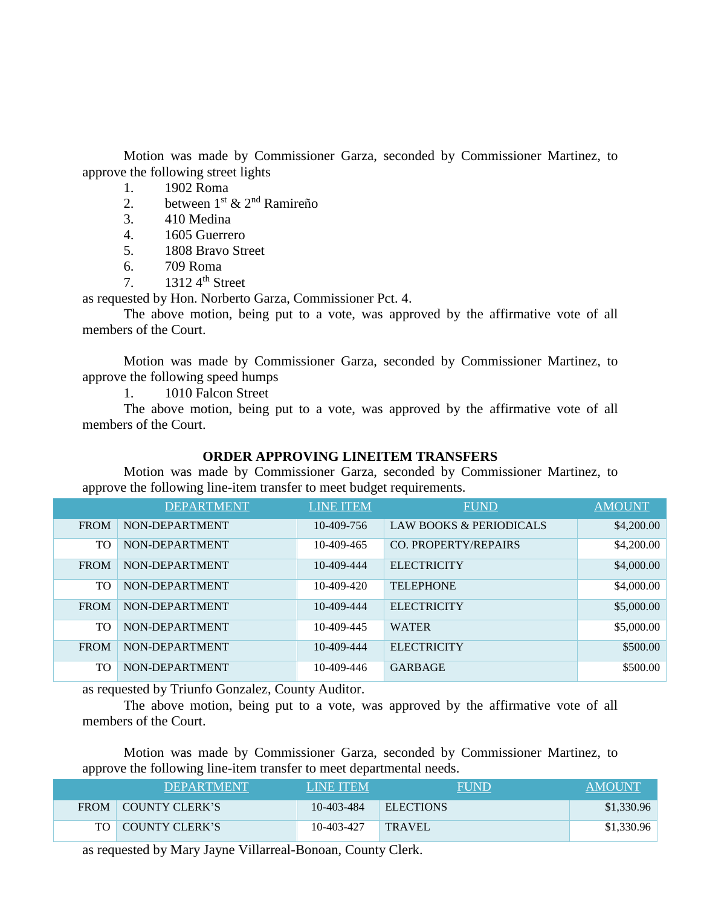Motion was made by Commissioner Garza, seconded by Commissioner Martinez, to approve the following street lights

1. 1902 Roma
2. between 1st & 2nd Ramireño
3. 410 Medina
4. 1605 Guerrero
5. 1808 Bravo Street
6. 709 Roma
7. 1312 4th Street

as requested by Hon. Norberto Garza, Commissioner Pct. 4.

The above motion, being put to a vote, was approved by the affirmative vote of all members of the Court.

Motion was made by Commissioner Garza, seconded by Commissioner Martinez, to approve the following speed humps

1. 1010 Falcon Street

The above motion, being put to a vote, was approved by the affirmative vote of all members of the Court.

**ORDER APPROVING LINEITEM TRANSFERS**

Motion was made by Commissioner Garza, seconded by Commissioner Martinez, to approve the following line-item transfer to meet budget requirements.

| | DEPARTMENT | LINE ITEM | FUND | AMOUNT |
|---|---|---|---|---|
| FROM | NON-DEPARTMENT | 10-409-756 | LAW BOOKS & PERIODICALS | $4,200.00 |
| TO | NON-DEPARTMENT | 10-409-465 | CO. PROPERTY/REPAIRS | $4,200.00 |
| FROM | NON-DEPARTMENT | 10-409-444 | ELECTRICITY | $4,000.00 |
| TO | NON-DEPARTMENT | 10-409-420 | TELEPHONE | $4,000.00 |
| FROM | NON-DEPARTMENT | 10-409-444 | ELECTRICITY | $5,000.00 |
| TO | NON-DEPARTMENT | 10-409-445 | WATER | $5,000.00 |
| FROM | NON-DEPARTMENT | 10-409-444 | ELECTRICITY | $500.00 |
| TO | NON-DEPARTMENT | 10-409-446 | GARBAGE | $500.00 |

as requested by Triunfo Gonzalez, County Auditor.

The above motion, being put to a vote, was approved by the affirmative vote of all members of the Court.

Motion was made by Commissioner Garza, seconded by Commissioner Martinez, to approve the following line-item transfer to meet departmental needs.

| | DEPARTMENT | LINE ITEM | FUND | AMOUNT |
|---|---|---|---|---|
| FROM | COUNTY CLERK'S | 10-403-484 | ELECTIONS | $1,330.96 |
| TO | COUNTY CLERK'S | 10-403-427 | TRAVEL | $1,330.96 |

as requested by Mary Jayne Villarreal-Bonoan, County Clerk.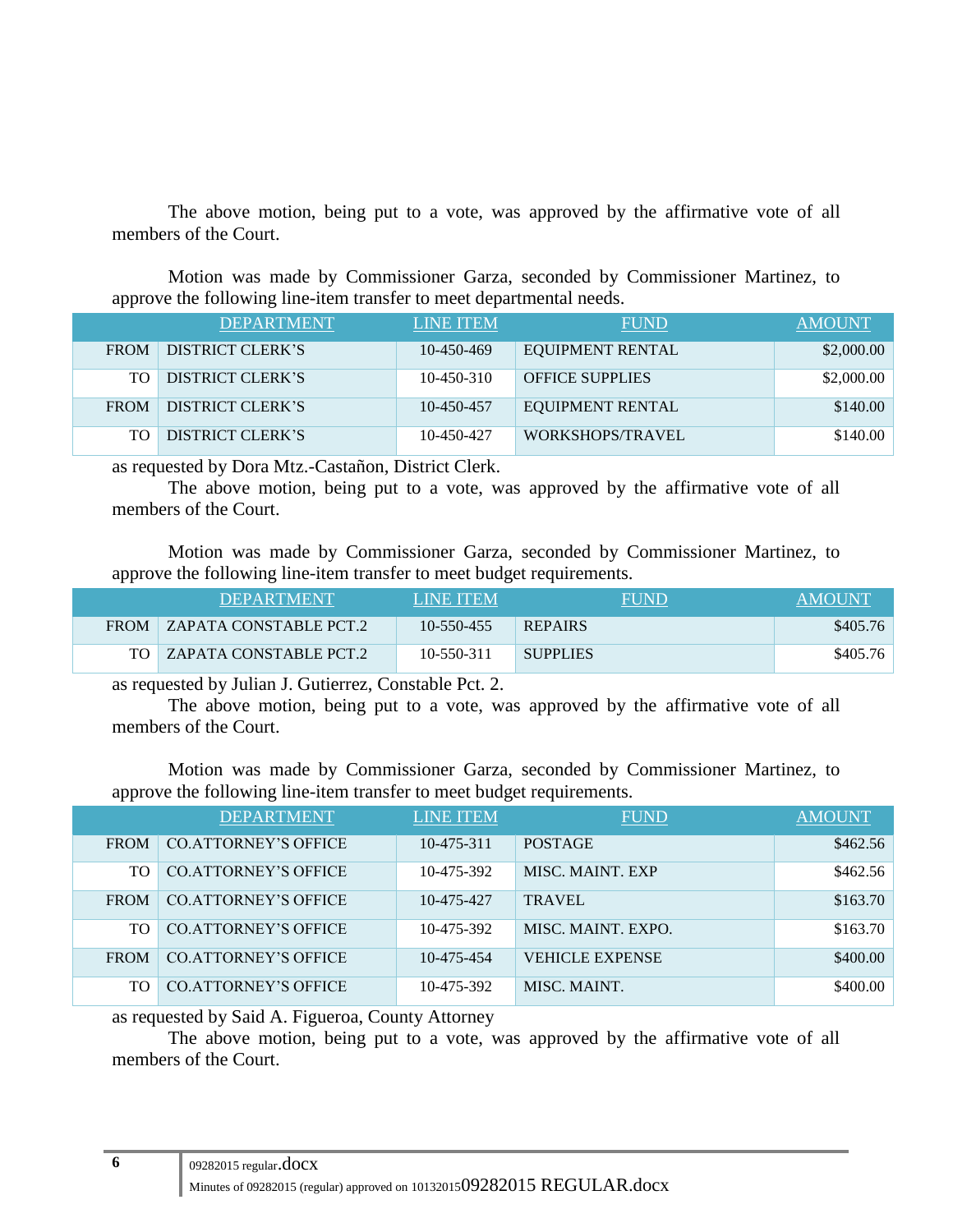The above motion, being put to a vote, was approved by the affirmative vote of all members of the Court.

Motion was made by Commissioner Garza, seconded by Commissioner Martinez, to approve the following line-item transfer to meet departmental needs.

| | DEPARTMENT | LINE ITEM | FUND | AMOUNT |
|---|---|---|---|---|
| FROM | DISTRICT CLERK'S | 10-450-469 | EQUIPMENT RENTAL | $2,000.00 |
| TO | DISTRICT CLERK'S | 10-450-310 | OFFICE SUPPLIES | $2,000.00 |
| FROM | DISTRICT CLERK'S | 10-450-457 | EQUIPMENT RENTAL | $140.00 |
| TO | DISTRICT CLERK'S | 10-450-427 | WORKSHOPS/TRAVEL | $140.00 |

as requested by Dora Mtz.-Castañon, District Clerk.

The above motion, being put to a vote, was approved by the affirmative vote of all members of the Court.

Motion was made by Commissioner Garza, seconded by Commissioner Martinez, to approve the following line-item transfer to meet budget requirements.

| | DEPARTMENT | LINE ITEM | FUND | AMOUNT |
|---|---|---|---|---|
| FROM | ZAPATA CONSTABLE PCT.2 | 10-550-455 | REPAIRS | $405.76 |
| TO | ZAPATA CONSTABLE PCT.2 | 10-550-311 | SUPPLIES | $405.76 |

as requested by Julian J. Gutierrez, Constable Pct. 2.

The above motion, being put to a vote, was approved by the affirmative vote of all members of the Court.

Motion was made by Commissioner Garza, seconded by Commissioner Martinez, to approve the following line-item transfer to meet budget requirements.

| | DEPARTMENT | LINE ITEM | FUND | AMOUNT |
|---|---|---|---|---|
| FROM | CO.ATTORNEY'S OFFICE | 10-475-311 | POSTAGE | $462.56 |
| TO | CO.ATTORNEY'S OFFICE | 10-475-392 | MISC. MAINT. EXP | $462.56 |
| FROM | CO.ATTORNEY'S OFFICE | 10-475-427 | TRAVEL | $163.70 |
| TO | CO.ATTORNEY'S OFFICE | 10-475-392 | MISC. MAINT. EXPO. | $163.70 |
| FROM | CO.ATTORNEY'S OFFICE | 10-475-454 | VEHICLE EXPENSE | $400.00 |
| TO | CO.ATTORNEY'S OFFICE | 10-475-392 | MISC. MAINT. | $400.00 |

as requested by Said A. Figueroa, County Attorney

The above motion, being put to a vote, was approved by the affirmative vote of all members of the Court.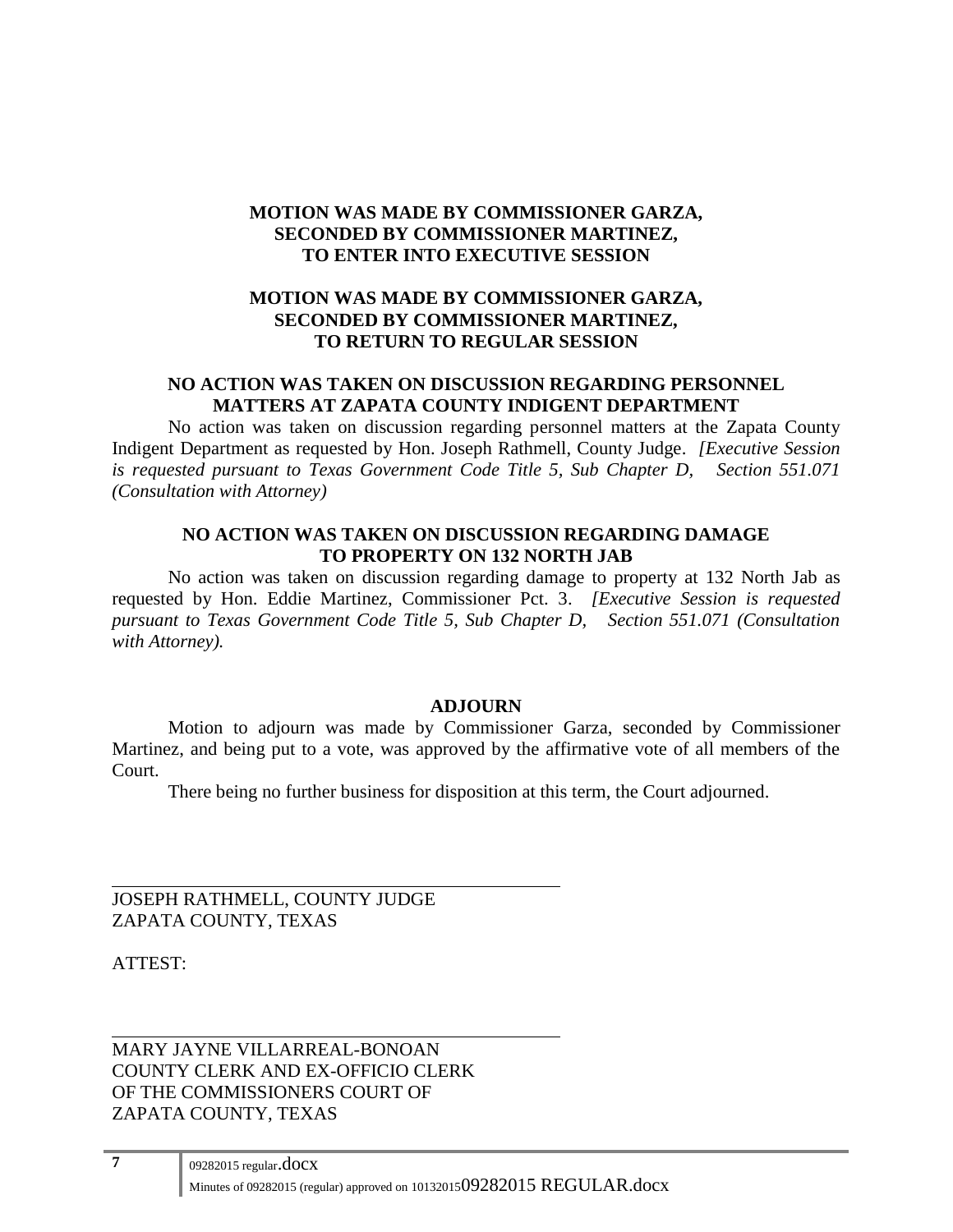**MOTION WAS MADE BY COMMISSIONER GARZA,**
**SECONDED BY COMMISSIONER MARTINEZ,**
**TO ENTER INTO EXECUTIVE SESSION**

**MOTION WAS MADE BY COMMISSIONER GARZA,**
**SECONDED BY COMMISSIONER MARTINEZ,**
**TO RETURN TO REGULAR SESSION**

**NO ACTION WAS TAKEN ON DISCUSSION REGARDING PERSONNEL MATTERS AT ZAPATA COUNTY INDIGENT DEPARTMENT**

No action was taken on discussion regarding personnel matters at the Zapata County Indigent Department as requested by Hon. Joseph Rathmell, County Judge. *[Executive Session is requested pursuant to Texas Government Code Title 5, Sub Chapter D, Section 551.071 (Consultation with Attorney)*

**NO ACTION WAS TAKEN ON DISCUSSION REGARDING DAMAGE TO PROPERTY ON 132 NORTH JAB**

No action was taken on discussion regarding damage to property at 132 North Jab as requested by Hon. Eddie Martinez, Commissioner Pct. 3. *[Executive Session is requested pursuant to Texas Government Code Title 5, Sub Chapter D, Section 551.071 (Consultation with Attorney).*

**ADJOURN**

Motion to adjourn was made by Commissioner Garza, seconded by Commissioner Martinez, and being put to a vote, was approved by the affirmative vote of all members of the Court.

There being no further business for disposition at this term, the Court adjourned.

\_\_\_\_\_\_\_\_\_\_\_\_\_\_\_\_\_\_\_\_\_\_\_\_\_\_\_\_\_\_\_\_\_\_\_\_\_\_\_\_

JOSEPH RATHMELL, COUNTY JUDGE
ZAPATA COUNTY, TEXAS

ATTEST:

\_\_\_\_\_\_\_\_\_\_\_\_\_\_\_\_\_\_\_\_\_\_\_\_\_\_\_\_\_\_\_\_\_\_\_\_\_\_\_\_

MARY JAYNE VILLARREAL-BONOAN
COUNTY CLERK AND EX-OFFICIO CLERK
OF THE COMMISSIONERS COURT OF
ZAPATA COUNTY, TEXAS